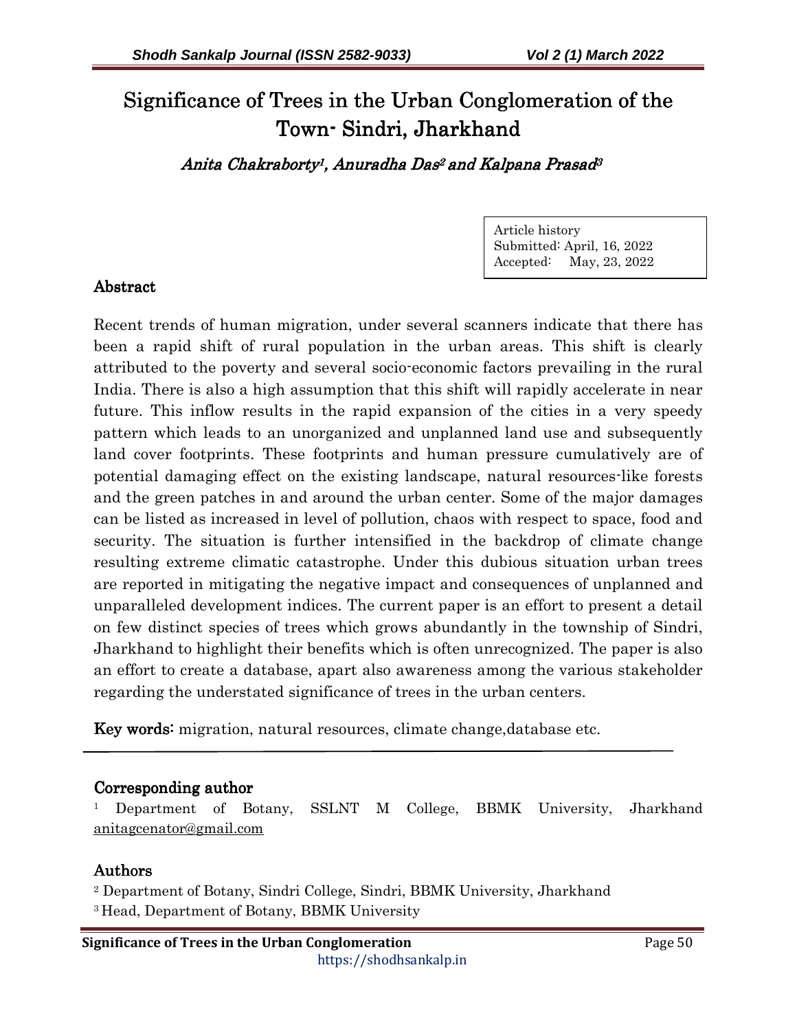# Significance of Trees in the Urban Conglomeration of the Town- Sindri, Jharkhand

*Anita Chakraborty[1], Anuradha Das[2] and Kalpana Prasad[3]*

Article history
Submitted: April, 16, 2022
Accepted: May, 23, 2022

## Abstract

Recent trends of human migration, under several scanners indicate that there has been a rapid shift of rural population in the urban areas. This shift is clearly attributed to the poverty and several socio-economic factors prevailing in the rural India. There is also a high assumption that this shift will rapidly accelerate in near future. This inflow results in the rapid expansion of the cities in a very speedy pattern which leads to an unorganized and unplanned land use and subsequently land cover footprints. These footprints and human pressure cumulatively are of potential damaging effect on the existing landscape, natural resources-like forests and the green patches in and around the urban center. Some of the major damages can be listed as increased in level of pollution, chaos with respect to space, food and security. The situation is further intensified in the backdrop of climate change resulting extreme climatic catastrophe. Under this dubious situation urban trees are reported in mitigating the negative impact and consequences of unplanned and unparalleled development indices. The current paper is an effort to present a detail on few distinct species of trees which grows abundantly in the township of Sindri, Jharkhand to highlight their benefits which is often unrecognized. The paper is also an effort to create a database, apart also awareness among the various stakeholder regarding the understated significance of trees in the urban centers.

**Key words:** migration, natural resources, climate change,database etc.

---

### Corresponding author

[1] Department of Botany, SSLNT M College, BBMK University, Jharkhand anitagcenator@gmail.com

### Authors

[2] Department of Botany, Sindri College, Sindri, BBMK University, Jharkhand
[3] Head, Department of Botany, BBMK University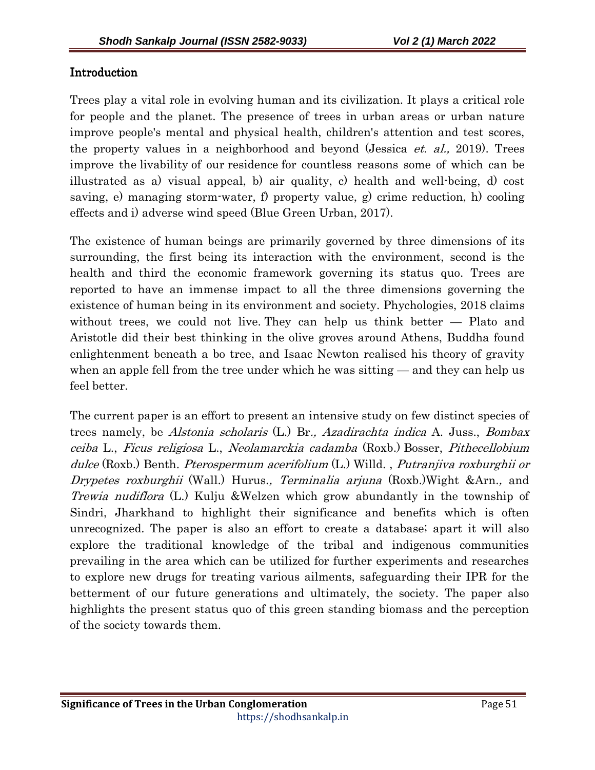## Introduction

Trees play a vital role in evolving human and its civilization. It plays a critical role for people and the planet. The presence of trees in urban areas or urban nature improve people's mental and physical health, children's attention and test scores, the property values in a neighborhood and beyond (Jessica *et. al.,* 2019). Trees improve the livability of our residence for countless reasons some of which can be illustrated as a) visual appeal, b) air quality, c) health and well-being, d) cost saving, e) managing storm-water, f) property value, g) crime reduction, h) cooling effects and i) adverse wind speed (Blue Green Urban, 2017).

The existence of human beings are primarily governed by three dimensions of its surrounding, the first being its interaction with the environment, second is the health and third the economic framework governing its status quo. Trees are reported to have an immense impact to all the three dimensions governing the existence of human being in its environment and society. Phychologies, 2018 claims without trees, we could not live. They can help us think better — Plato and Aristotle did their best thinking in the olive groves around Athens, Buddha found enlightenment beneath a bo tree, and Isaac Newton realised his theory of gravity when an apple fell from the tree under which he was sitting — and they can help us feel better.

The current paper is an effort to present an intensive study on few distinct species of trees namely, be *Alstonia scholaris* (L.) Br*., Azadirachta indica* A. Juss., *Bombax ceiba* L., *Ficus religiosa* L., *Neolamarckia cadamba* (Roxb.) Bosser, *Pithecellobium dulce* (Roxb.) Benth. *Pterospermum acerifolium* (L.) Willd. , *Putranjiva roxburghii or Drypetes roxburghii* (Wall.) Hurus*., Terminalia arjuna* (Roxb.)Wight &Arn*.,* and *Trewia nudiflora* (L.) Kulju &Welzen which grow abundantly in the township of Sindri, Jharkhand to highlight their significance and benefits which is often unrecognized. The paper is also an effort to create a database; apart it will also explore the traditional knowledge of the tribal and indigenous communities prevailing in the area which can be utilized for further experiments and researches to explore new drugs for treating various ailments, safeguarding their IPR for the betterment of our future generations and ultimately, the society. The paper also highlights the present status quo of this green standing biomass and the perception of the society towards them.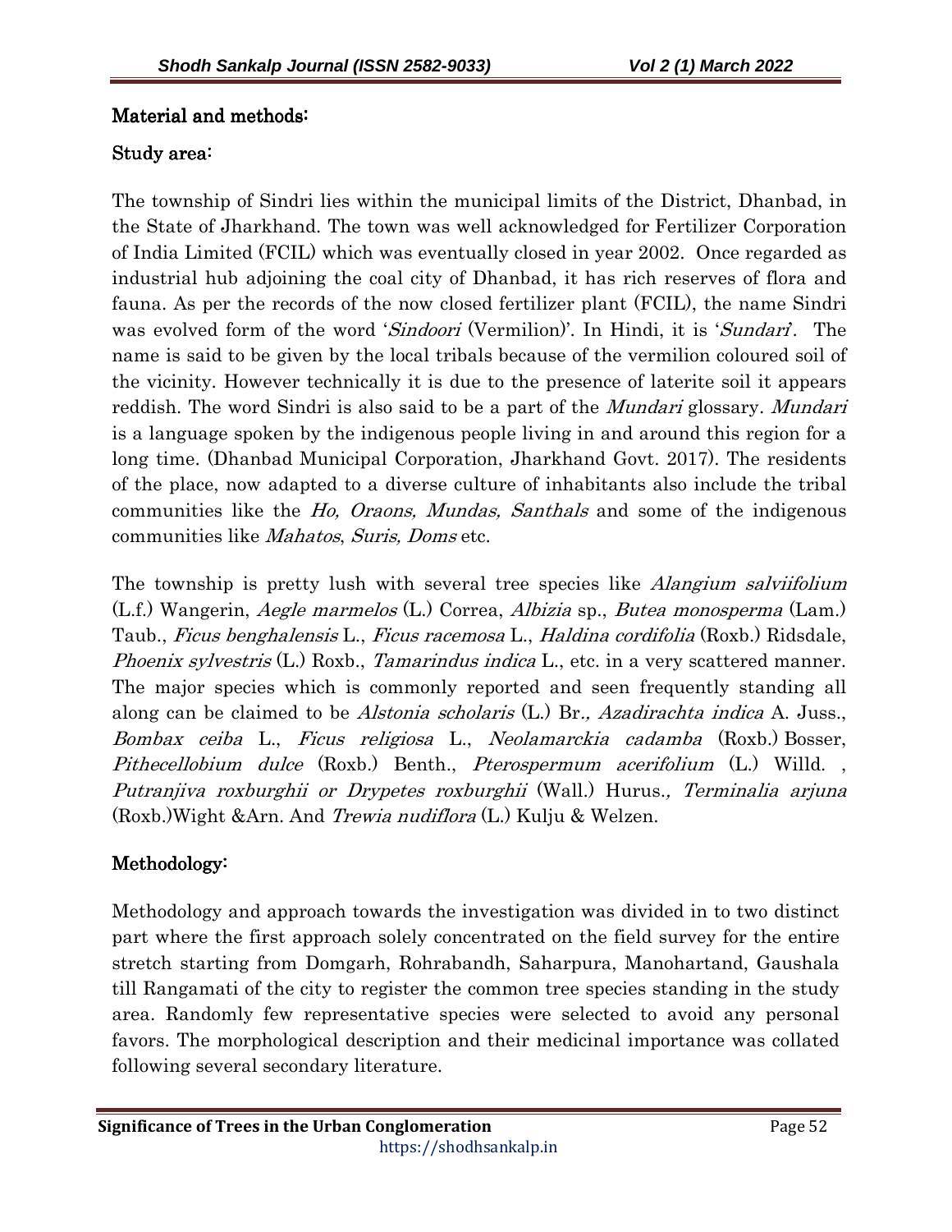## Material and methods:

### Study area:

The township of Sindri lies within the municipal limits of the District, Dhanbad, in the State of Jharkhand. The town was well acknowledged for Fertilizer Corporation of India Limited (FCIL) which was eventually closed in year 2002. Once regarded as industrial hub adjoining the coal city of Dhanbad, it has rich reserves of flora and fauna. As per the records of the now closed fertilizer plant (FCIL), the name Sindri was evolved form of the word '*Sindoori* (Vermilion)'. In Hindi, it is '*Sundari*'. The name is said to be given by the local tribals because of the vermilion coloured soil of the vicinity. However technically it is due to the presence of laterite soil it appears reddish. The word Sindri is also said to be a part of the *Mundari* glossary. *Mundari* is a language spoken by the indigenous people living in and around this region for a long time. (Dhanbad Municipal Corporation, Jharkhand Govt. 2017). The residents of the place, now adapted to a diverse culture of inhabitants also include the tribal communities like the *Ho, Oraons, Mundas, Santhals* and some of the indigenous communities like *Mahatos*, *Suris, Doms* etc.

The township is pretty lush with several tree species like *Alangium salviifolium* (L.f.) Wangerin, *Aegle marmelos* (L.) Correa, *Albizia* sp., *Butea monosperma* (Lam.) Taub., *Ficus benghalensis* L., *Ficus racemosa* L., *Haldina cordifolia* (Roxb.) Ridsdale, *Phoenix sylvestris* (L.) Roxb., *Tamarindus indica* L., etc. in a very scattered manner. The major species which is commonly reported and seen frequently standing all along can be claimed to be *Alstonia scholaris* (L.) Br*., Azadirachta indica* A. Juss., *Bombax ceiba* L., *Ficus religiosa* L., *Neolamarckia cadamba* (Roxb.) Bosser, *Pithecellobium dulce* (Roxb.) Benth., *Pterospermum acerifolium* (L.) Willd. , *Putranjiva roxburghii or Drypetes roxburghii* (Wall.) Hurus*., Terminalia arjuna* (Roxb.)Wight &Arn. And *Trewia nudiflora* (L.) Kulju & Welzen.

### Methodology:

Methodology and approach towards the investigation was divided in to two distinct part where the first approach solely concentrated on the field survey for the entire stretch starting from Domgarh, Rohrabandh, Saharpura, Manohartand, Gaushala till Rangamati of the city to register the common tree species standing in the study area. Randomly few representative species were selected to avoid any personal favors. The morphological description and their medicinal importance was collated following several secondary literature.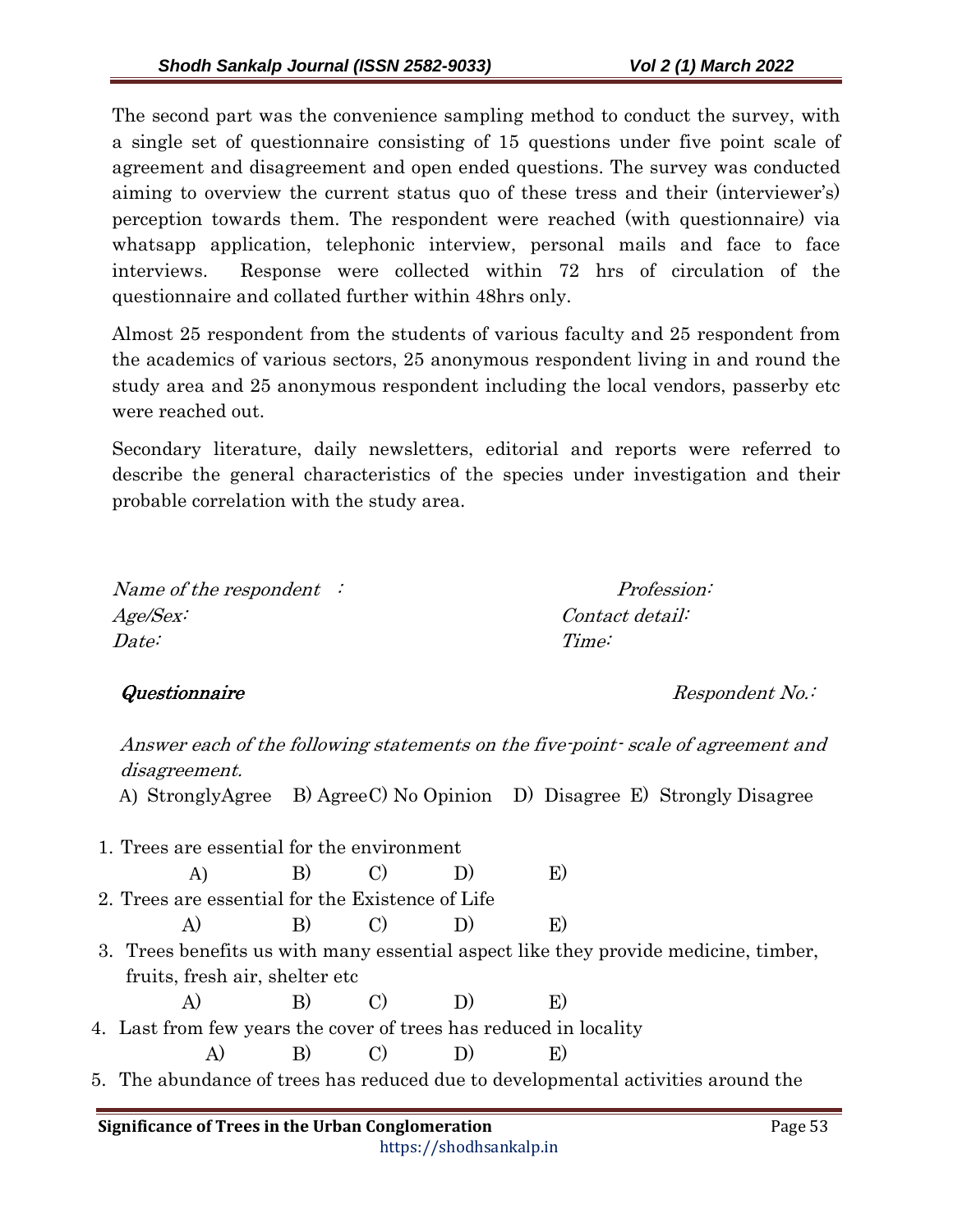The second part was the convenience sampling method to conduct the survey, with a single set of questionnaire consisting of 15 questions under five point scale of agreement and disagreement and open ended questions. The survey was conducted aiming to overview the current status quo of these tress and their (interviewer's) perception towards them. The respondent were reached (with questionnaire) via whatsapp application, telephonic interview, personal mails and face to face interviews. Response were collected within 72 hrs of circulation of the questionnaire and collated further within 48hrs only.

Almost 25 respondent from the students of various faculty and 25 respondent from the academics of various sectors, 25 anonymous respondent living in and round the study area and 25 anonymous respondent including the local vendors, passerby etc were reached out.

Secondary literature, daily newsletters, editorial and reports were referred to describe the general characteristics of the species under investigation and their probable correlation with the study area.

*Name of the respondent :* *Profession:*
*Age/Sex:* *Contact detail:*
*Date:* *Time:*

***Questionnaire*** *Respondent No.:*

*Answer each of the following statements on the five-point- scale of agreement and disagreement.*

A) StronglyAgree B) AgreeC) No Opinion D) Disagree E) Strongly Disagree

1. Trees are essential for the environment

   A) B) C) D) E)

2. Trees are essential for the Existence of Life

   A) B) C) D) E)

3. Trees benefits us with many essential aspect like they provide medicine, timber, fruits, fresh air, shelter etc

   A) B) C) D) E)

4. Last from few years the cover of trees has reduced in locality

   A) B) C) D) E)

5. The abundance of trees has reduced due to developmental activities around the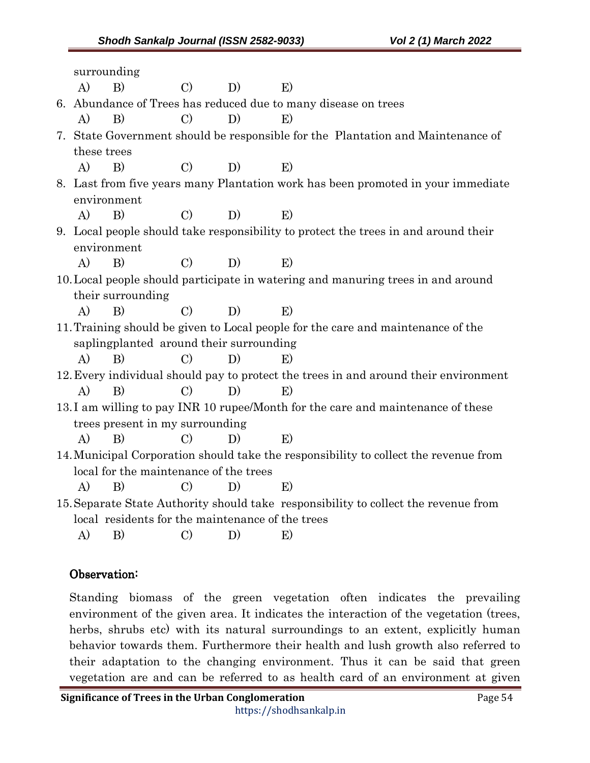surrounding

A) B) C) D) E)

6. Abundance of Trees has reduced due to many disease on trees

   A) B) C) D) E)

7. State Government should be responsible for the Plantation and Maintenance of these trees

   A) B) C) D) E)

8. Last from five years many Plantation work has been promoted in your immediate environment

   A) B) C) D) E)

9. Local people should take responsibility to protect the trees in and around their environment

   A) B) C) D) E)

10. Local people should participate in watering and manuring trees in and around their surrounding

    A) B) C) D) E)

11. Training should be given to Local people for the care and maintenance of the saplingplanted around their surrounding

    A) B) C) D) E)

12. Every individual should pay to protect the trees in and around their environment

    A) B) C) D) E)

13. I am willing to pay INR 10 rupee/Month for the care and maintenance of these trees present in my surrounding

    A) B) C) D) E)

14. Municipal Corporation should take the responsibility to collect the revenue from local for the maintenance of the trees

    A) B) C) D) E)

15. Separate State Authority should take responsibility to collect the revenue from local residents for the maintenance of the trees

    A) B) C) D) E)

## Observation:

Standing biomass of the green vegetation often indicates the prevailing environment of the given area. It indicates the interaction of the vegetation (trees, herbs, shrubs etc) with its natural surroundings to an extent, explicitly human behavior towards them. Furthermore their health and lush growth also referred to their adaptation to the changing environment. Thus it can be said that green vegetation are and can be referred to as health card of an environment at given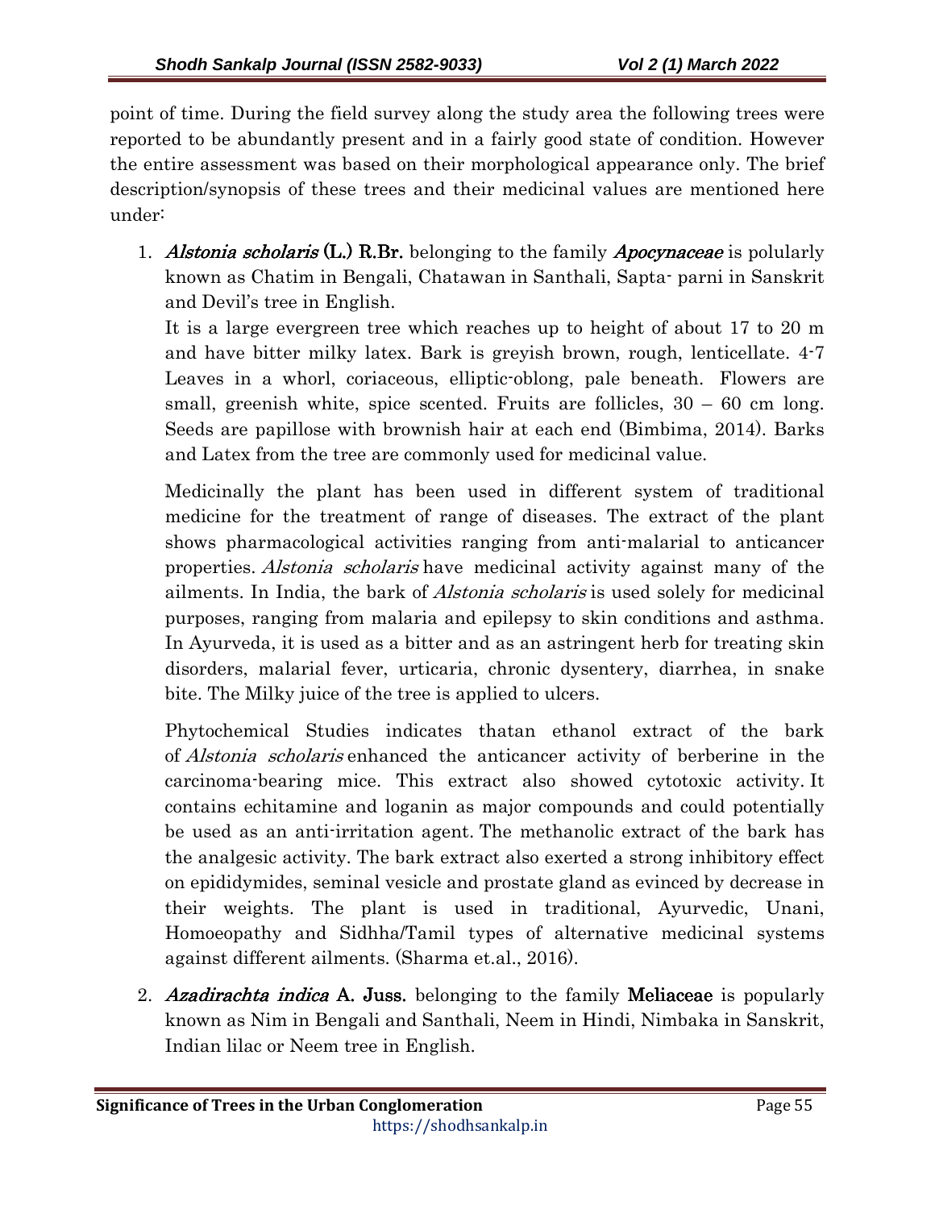point of time. During the field survey along the study area the following trees were reported to be abundantly present and in a fairly good state of condition. However the entire assessment was based on their morphological appearance only. The brief description/synopsis of these trees and their medicinal values are mentioned here under:

1. ***Alstonia scholaris* (L.) R.Br.** belonging to the family ***Apocynaceae*** is polularly known as Chatim in Bengali, Chatawan in Santhali, Sapta- parni in Sanskrit and Devil's tree in English.

   It is a large evergreen tree which reaches up to height of about 17 to 20 m and have bitter milky latex. Bark is greyish brown, rough, lenticellate. 4-7 Leaves in a whorl, coriaceous, elliptic-oblong, pale beneath. Flowers are small, greenish white, spice scented. Fruits are follicles, 30 – 60 cm long. Seeds are papillose with brownish hair at each end (Bimbima, 2014). Barks and Latex from the tree are commonly used for medicinal value.

   Medicinally the plant has been used in different system of traditional medicine for the treatment of range of diseases. The extract of the plant shows pharmacological activities ranging from anti-malarial to anticancer properties. *Alstonia scholaris* have medicinal activity against many of the ailments. In India, the bark of *Alstonia scholaris* is used solely for medicinal purposes, ranging from malaria and epilepsy to skin conditions and asthma. In Ayurveda, it is used as a bitter and as an astringent herb for treating skin disorders, malarial fever, urticaria, chronic dysentery, diarrhea, in snake bite. The Milky juice of the tree is applied to ulcers.

   Phytochemical Studies indicates thatan ethanol extract of the bark of *Alstonia scholaris* enhanced the anticancer activity of berberine in the carcinoma-bearing mice. This extract also showed cytotoxic activity. It contains echitamine and loganin as major compounds and could potentially be used as an anti-irritation agent. The methanolic extract of the bark has the analgesic activity. The bark extract also exerted a strong inhibitory effect on epididymides, seminal vesicle and prostate gland as evinced by decrease in their weights. The plant is used in traditional, Ayurvedic, Unani, Homoeopathy and Sidhha/Tamil types of alternative medicinal systems against different ailments. (Sharma et.al., 2016).

2. ***Azadirachta indica* A. Juss.** belonging to the family **Meliaceae** is popularly known as Nim in Bengali and Santhali, Neem in Hindi, Nimbaka in Sanskrit, Indian lilac or Neem tree in English.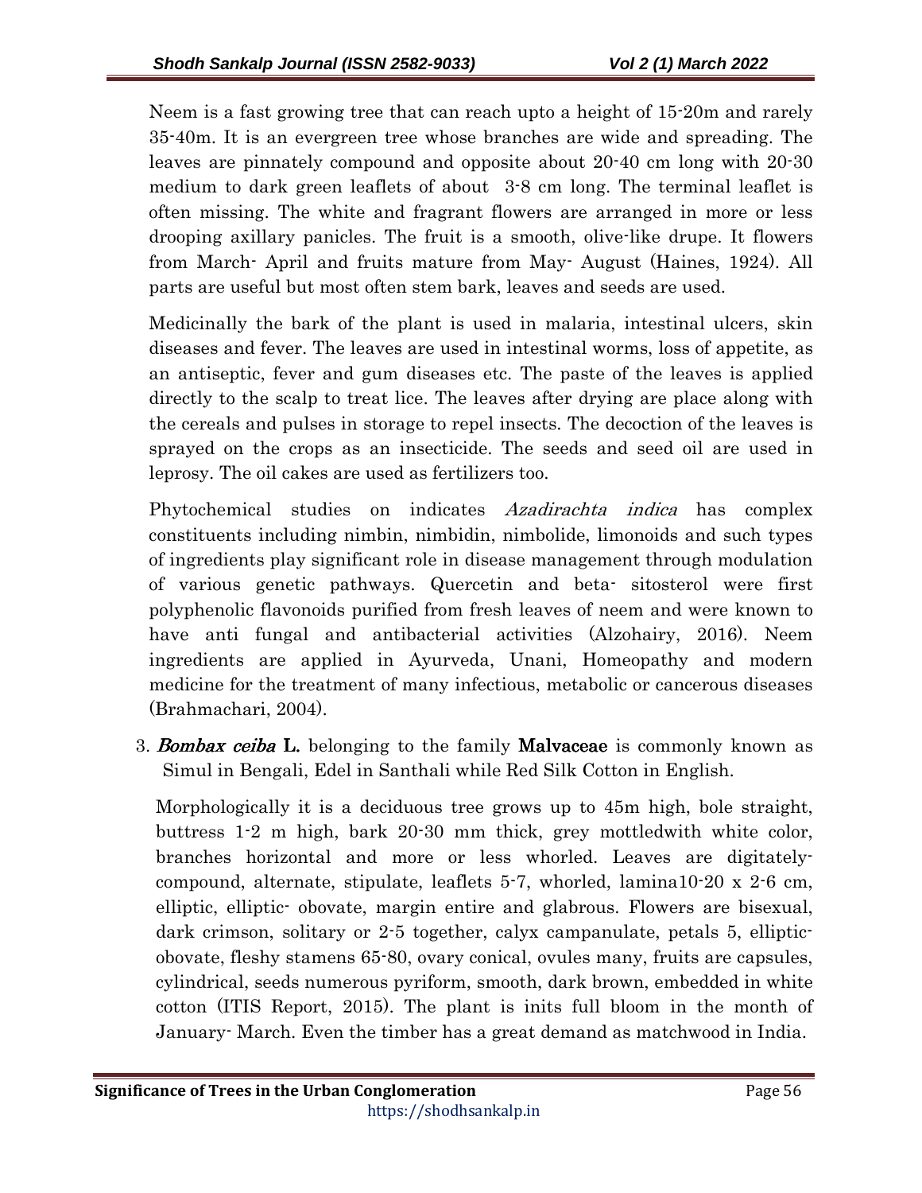Neem is a fast growing tree that can reach upto a height of 15-20m and rarely 35-40m. It is an evergreen tree whose branches are wide and spreading. The leaves are pinnately compound and opposite about 20-40 cm long with 20-30 medium to dark green leaflets of about 3-8 cm long. The terminal leaflet is often missing. The white and fragrant flowers are arranged in more or less drooping axillary panicles. The fruit is a smooth, olive-like drupe. It flowers from March- April and fruits mature from May- August (Haines, 1924). All parts are useful but most often stem bark, leaves and seeds are used.

Medicinally the bark of the plant is used in malaria, intestinal ulcers, skin diseases and fever. The leaves are used in intestinal worms, loss of appetite, as an antiseptic, fever and gum diseases etc. The paste of the leaves is applied directly to the scalp to treat lice. The leaves after drying are place along with the cereals and pulses in storage to repel insects. The decoction of the leaves is sprayed on the crops as an insecticide. The seeds and seed oil are used in leprosy. The oil cakes are used as fertilizers too.

Phytochemical studies on indicates *Azadirachta indica* has complex constituents including nimbin, nimbidin, nimbolide, limonoids and such types of ingredients play significant role in disease management through modulation of various genetic pathways. Quercetin and beta- sitosterol were first polyphenolic flavonoids purified from fresh leaves of neem and were known to have anti fungal and antibacterial activities (Alzohairy, 2016). Neem ingredients are applied in Ayurveda, Unani, Homeopathy and modern medicine for the treatment of many infectious, metabolic or cancerous diseases (Brahmachari, 2004).

3. ***Bombax ceiba* L.** belonging to the family **Malvaceae** is commonly known as Simul in Bengali, Edel in Santhali while Red Silk Cotton in English.

Morphologically it is a deciduous tree grows up to 45m high, bole straight, buttress 1-2 m high, bark 20-30 mm thick, grey mottledwith white color, branches horizontal and more or less whorled. Leaves are digitately-compound, alternate, stipulate, leaflets 5-7, whorled, lamina10-20 x 2-6 cm, elliptic, elliptic- obovate, margin entire and glabrous. Flowers are bisexual, dark crimson, solitary or 2-5 together, calyx campanulate, petals 5, elliptic-obovate, fleshy stamens 65-80, ovary conical, ovules many, fruits are capsules, cylindrical, seeds numerous pyriform, smooth, dark brown, embedded in white cotton (ITIS Report, 2015). The plant is inits full bloom in the month of January- March. Even the timber has a great demand as matchwood in India.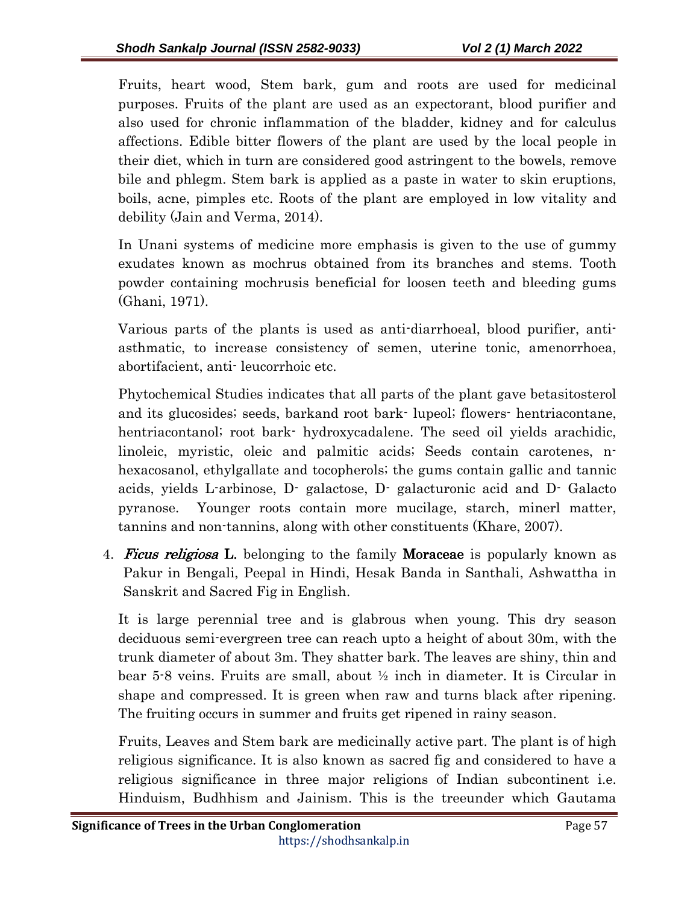Fruits, heart wood, Stem bark, gum and roots are used for medicinal purposes. Fruits of the plant are used as an expectorant, blood purifier and also used for chronic inflammation of the bladder, kidney and for calculus affections. Edible bitter flowers of the plant are used by the local people in their diet, which in turn are considered good astringent to the bowels, remove bile and phlegm. Stem bark is applied as a paste in water to skin eruptions, boils, acne, pimples etc. Roots of the plant are employed in low vitality and debility (Jain and Verma, 2014).

In Unani systems of medicine more emphasis is given to the use of gummy exudates known as mochrus obtained from its branches and stems. Tooth powder containing mochrusis beneficial for loosen teeth and bleeding gums (Ghani, 1971).

Various parts of the plants is used as anti-diarrhoeal, blood purifier, anti-asthmatic, to increase consistency of semen, uterine tonic, amenorrhoea, abortifacient, anti- leucorrhoic etc.

Phytochemical Studies indicates that all parts of the plant gave betasitosterol and its glucosides; seeds, barkand root bark- lupeol; flowers- hentriacontane, hentriacontanol; root bark- hydroxycadalene. The seed oil yields arachidic, linoleic, myristic, oleic and palmitic acids; Seeds contain carotenes, n-hexacosanol, ethylgallate and tocopherols; the gums contain gallic and tannic acids, yields L-arbinose, D- galactose, D- galacturonic acid and D- Galacto pyranose. Younger roots contain more mucilage, starch, minerl matter, tannins and non-tannins, along with other constituents (Khare, 2007).

4. ***Ficus religiosa*** **L.** belonging to the family **Moraceae** is popularly known as Pakur in Bengali, Peepal in Hindi, Hesak Banda in Santhali, Ashwattha in Sanskrit and Sacred Fig in English.

It is large perennial tree and is glabrous when young. This dry season deciduous semi-evergreen tree can reach upto a height of about 30m, with the trunk diameter of about 3m. They shatter bark. The leaves are shiny, thin and bear 5-8 veins. Fruits are small, about ½ inch in diameter. It is Circular in shape and compressed. It is green when raw and turns black after ripening. The fruiting occurs in summer and fruits get ripened in rainy season.

Fruits, Leaves and Stem bark are medicinally active part. The plant is of high religious significance. It is also known as sacred fig and considered to have a religious significance in three major religions of Indian subcontinent i.e. Hinduism, Budhhism and Jainism. This is the treeunder which Gautama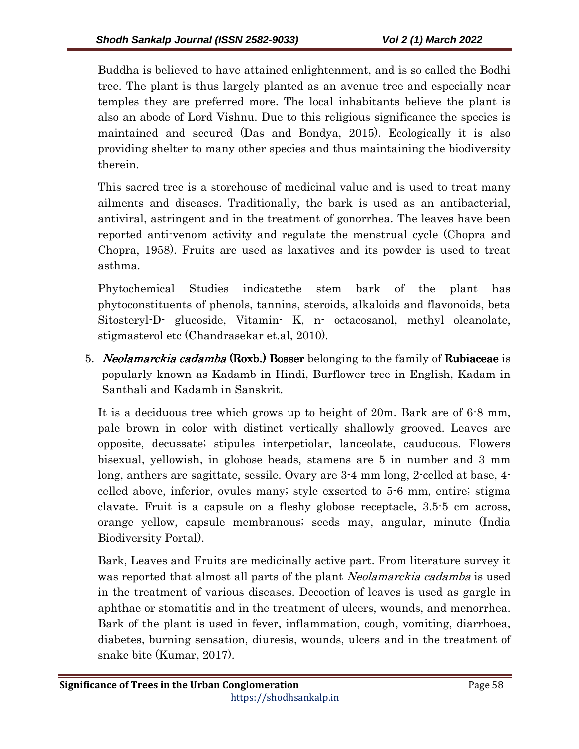Buddha is believed to have attained enlightenment, and is so called the Bodhi tree. The plant is thus largely planted as an avenue tree and especially near temples they are preferred more. The local inhabitants believe the plant is also an abode of Lord Vishnu. Due to this religious significance the species is maintained and secured (Das and Bondya, 2015). Ecologically it is also providing shelter to many other species and thus maintaining the biodiversity therein.

This sacred tree is a storehouse of medicinal value and is used to treat many ailments and diseases. Traditionally, the bark is used as an antibacterial, antiviral, astringent and in the treatment of gonorrhea. The leaves have been reported anti-venom activity and regulate the menstrual cycle (Chopra and Chopra, 1958). Fruits are used as laxatives and its powder is used to treat asthma.

Phytochemical Studies indicatethe stem bark of the plant has phytoconstituents of phenols, tannins, steroids, alkaloids and flavonoids, beta Sitosteryl-D- glucoside, Vitamin- K, n- octacosanol, methyl oleanolate, stigmasterol etc (Chandrasekar et.al, 2010).

5. ***Neolamarckia cadamba* (Roxb.) Bosser** belonging to the family of **Rubiaceae** is popularly known as Kadamb in Hindi, Burflower tree in English, Kadam in Santhali and Kadamb in Sanskrit.

It is a deciduous tree which grows up to height of 20m. Bark are of 6-8 mm, pale brown in color with distinct vertically shallowly grooved. Leaves are opposite, decussate; stipules interpetiolar, lanceolate, cauducous. Flowers bisexual, yellowish, in globose heads, stamens are 5 in number and 3 mm long, anthers are sagittate, sessile. Ovary are 3-4 mm long, 2-celled at base, 4-celled above, inferior, ovules many; style exserted to 5-6 mm, entire; stigma clavate. Fruit is a capsule on a fleshy globose receptacle, 3.5-5 cm across, orange yellow, capsule membranous; seeds may, angular, minute (India Biodiversity Portal).

Bark, Leaves and Fruits are medicinally active part. From literature survey it was reported that almost all parts of the plant *Neolamarckia cadamba* is used in the treatment of various diseases. Decoction of leaves is used as gargle in aphthae or stomatitis and in the treatment of ulcers, wounds, and menorrhea. Bark of the plant is used in fever, inflammation, cough, vomiting, diarrhoea, diabetes, burning sensation, diuresis, wounds, ulcers and in the treatment of snake bite (Kumar, 2017).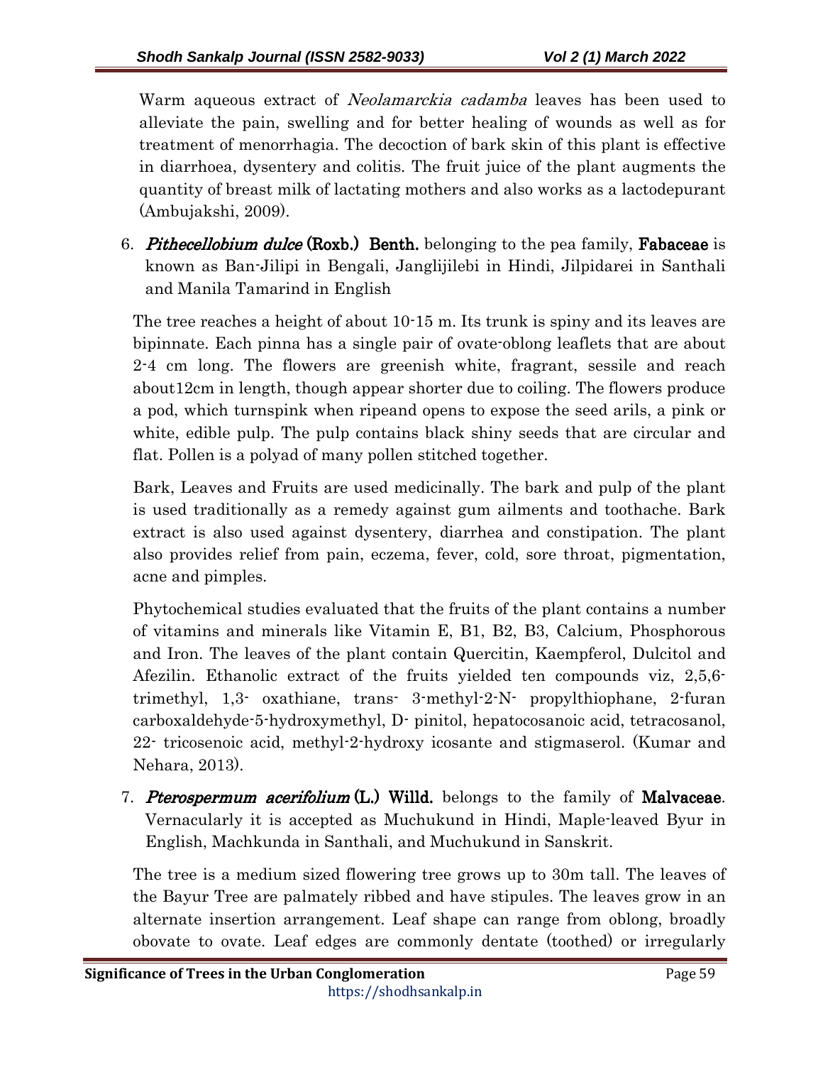Warm aqueous extract of *Neolamarckia cadamba* leaves has been used to alleviate the pain, swelling and for better healing of wounds as well as for treatment of menorrhagia. The decoction of bark skin of this plant is effective in diarrhoea, dysentery and colitis. The fruit juice of the plant augments the quantity of breast milk of lactating mothers and also works as a lactodepurant (Ambujakshi, 2009).

6. ***Pithecellobium dulce* (Roxb.) Benth.** belonging to the pea family, **Fabaceae** is known as Ban-Jilipi in Bengali, Janglijilebi in Hindi, Jilpidarei in Santhali and Manila Tamarind in English

The tree reaches a height of about 10-15 m. Its trunk is spiny and its leaves are bipinnate. Each pinna has a single pair of ovate-oblong leaflets that are about 2-4 cm long. The flowers are greenish white, fragrant, sessile and reach about12cm in length, though appear shorter due to coiling. The flowers produce a pod, which turnspink when ripeand opens to expose the seed arils, a pink or white, edible pulp. The pulp contains black shiny seeds that are circular and flat. Pollen is a polyad of many pollen stitched together.

Bark, Leaves and Fruits are used medicinally. The bark and pulp of the plant is used traditionally as a remedy against gum ailments and toothache. Bark extract is also used against dysentery, diarrhea and constipation. The plant also provides relief from pain, eczema, fever, cold, sore throat, pigmentation, acne and pimples.

Phytochemical studies evaluated that the fruits of the plant contains a number of vitamins and minerals like Vitamin E, B1, B2, B3, Calcium, Phosphorous and Iron. The leaves of the plant contain Quercitin, Kaempferol, Dulcitol and Afezilin. Ethanolic extract of the fruits yielded ten compounds viz, 2,5,6-trimethyl, 1,3- oxathiane, trans- 3-methyl-2-N- propylthiophane, 2-furan carboxaldehyde-5-hydroxymethyl, D- pinitol, hepatocosanoic acid, tetracosanol, 22- tricosenoic acid, methyl-2-hydroxy icosante and stigmaserol. (Kumar and Nehara, 2013).

7. ***Pterospermum acerifolium* (L.) Willd.** belongs to the family of **Malvaceae**. Vernacularly it is accepted as Muchukund in Hindi, Maple-leaved Byur in English, Machkunda in Santhali, and Muchukund in Sanskrit.

The tree is a medium sized flowering tree grows up to 30m tall. The leaves of the Bayur Tree are palmately ribbed and have stipules. The leaves grow in an alternate insertion arrangement. Leaf shape can range from oblong, broadly obovate to ovate. Leaf edges are commonly dentate (toothed) or irregularly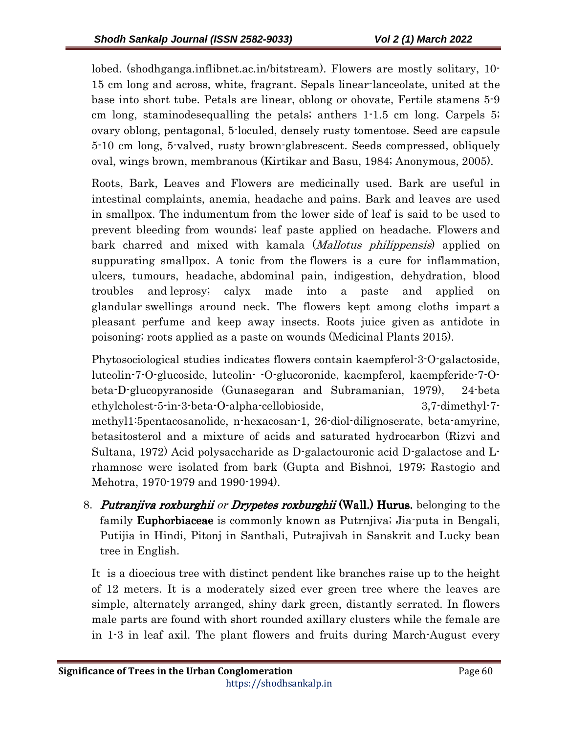lobed. (shodhganga.inflibnet.ac.in/bitstream). Flowers are mostly solitary, 10-15 cm long and across, white, fragrant. Sepals linear-lanceolate, united at the base into short tube. Petals are linear, oblong or obovate, Fertile stamens 5-9 cm long, staminodesequalling the petals; anthers 1-1.5 cm long. Carpels 5; ovary oblong, pentagonal, 5-loculed, densely rusty tomentose. Seed are capsule 5-10 cm long, 5-valved, rusty brown-glabrescent. Seeds compressed, obliquely oval, wings brown, membranous (Kirtikar and Basu, 1984; Anonymous, 2005).

Roots, Bark, Leaves and Flowers are medicinally used. Bark are useful in intestinal complaints, anemia, headache and pains. Bark and leaves are used in smallpox. The indumentum from the lower side of leaf is said to be used to prevent bleeding from wounds; leaf paste applied on headache. Flowers and bark charred and mixed with kamala (*Mallotus philippensis*) applied on suppurating smallpox. A tonic from the flowers is a cure for inflammation, ulcers, tumours, headache, abdominal pain, indigestion, dehydration, blood troubles and leprosy; calyx made into a paste and applied on glandular swellings around neck. The flowers kept among cloths impart a pleasant perfume and keep away insects. Roots juice given as antidote in poisoning; roots applied as a paste on wounds (Medicinal Plants 2015).

Phytosociological studies indicates flowers contain kaempferol-3-O-galactoside, luteolin-7-O-glucoside, luteolin- -O-glucoronide, kaempferol, kaempferide-7-O-beta-D-glucopyranoside (Gunasegaran and Subramanian, 1979), 24-beta ethylcholest-5-in-3-beta-O-alpha-cellobioside, 3,7-dimethyl-7-methyl1:5pentacosanolide, n-hexacosan-1, 26-diol-dilignoserate, beta-amyrine, betasitosterol and a mixture of acids and saturated hydrocarbon (Rizvi and Sultana, 1972) Acid polysaccharide as D-galactouronic acid D-galactose and L-rhamnose were isolated from bark (Gupta and Bishnoi, 1979; Rastogio and Mehotra, 1970-1979 and 1990-1994).

8. ***Putranjiva roxburghii*** *or* ***Drypetes roxburghii*** **(Wall.) Hurus.** belonging to the family **Euphorbiaceae** is commonly known as Putrnjiva; Jia-puta in Bengali, Putijia in Hindi, Pitonj in Santhali, Putrajivah in Sanskrit and Lucky bean tree in English.

It is a dioecious tree with distinct pendent like branches raise up to the height of 12 meters. It is a moderately sized ever green tree where the leaves are simple, alternately arranged, shiny dark green, distantly serrated. In flowers male parts are found with short rounded axillary clusters while the female are in 1-3 in leaf axil. The plant flowers and fruits during March-August every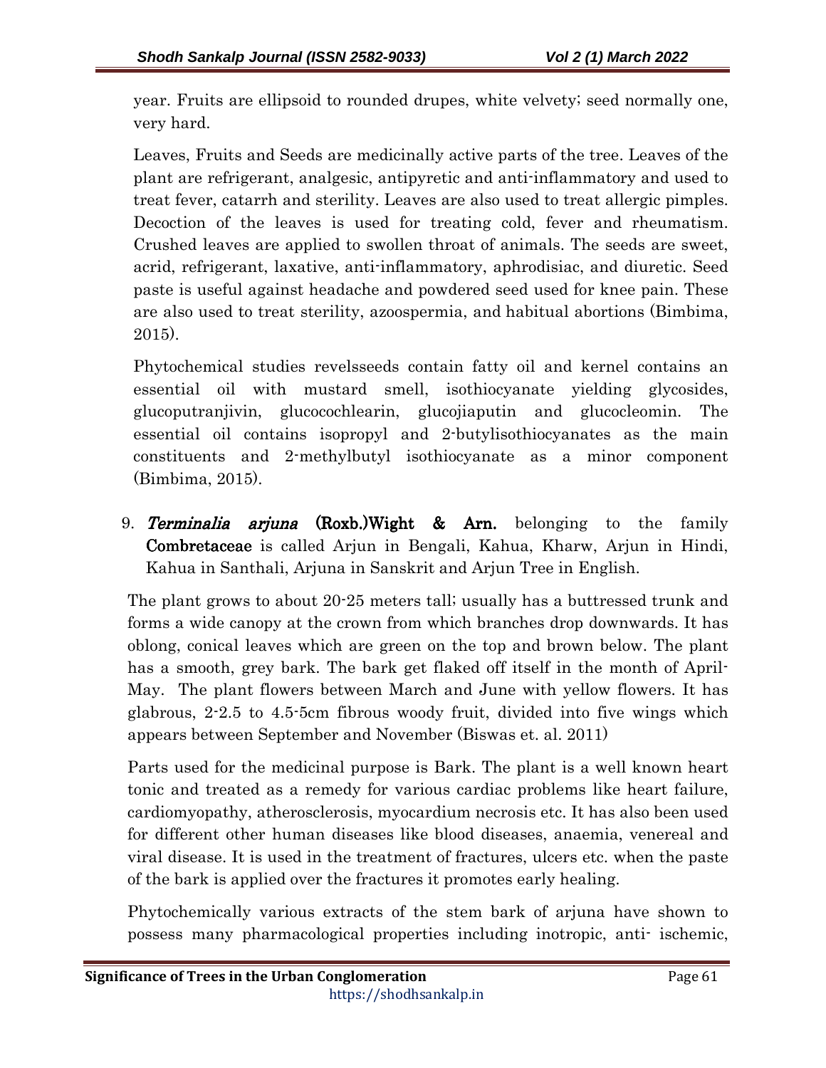year. Fruits are ellipsoid to rounded drupes, white velvety; seed normally one, very hard.

Leaves, Fruits and Seeds are medicinally active parts of the tree. Leaves of the plant are refrigerant, analgesic, antipyretic and anti-inflammatory and used to treat fever, catarrh and sterility. Leaves are also used to treat allergic pimples. Decoction of the leaves is used for treating cold, fever and rheumatism. Crushed leaves are applied to swollen throat of animals. The seeds are sweet, acrid, refrigerant, laxative, anti-inflammatory, aphrodisiac, and diuretic. Seed paste is useful against headache and powdered seed used for knee pain. These are also used to treat sterility, azoospermia, and habitual abortions (Bimbima, 2015).

Phytochemical studies revelsseeds contain fatty oil and kernel contains an essential oil with mustard smell, isothiocyanate yielding glycosides, glucoputranjivin, glucocochlearin, glucojiaputin and glucocleomin. The essential oil contains isopropyl and 2-butylisothiocyanates as the main constituents and 2-methylbutyl isothiocyanate as a minor component (Bimbima, 2015).

9. ***Terminalia arjuna*** **(Roxb.)Wight & Arn.** belonging to the family **Combretaceae** is called Arjun in Bengali, Kahua, Kharw, Arjun in Hindi, Kahua in Santhali, Arjuna in Sanskrit and Arjun Tree in English.

The plant grows to about 20-25 meters tall; usually has a buttressed trunk and forms a wide canopy at the crown from which branches drop downwards. It has oblong, conical leaves which are green on the top and brown below. The plant has a smooth, grey bark. The bark get flaked off itself in the month of April-May. The plant flowers between March and June with yellow flowers. It has glabrous, 2-2.5 to 4.5-5cm fibrous woody fruit, divided into five wings which appears between September and November (Biswas et. al. 2011)

Parts used for the medicinal purpose is Bark. The plant is a well known heart tonic and treated as a remedy for various cardiac problems like heart failure, cardiomyopathy, atherosclerosis, myocardium necrosis etc. It has also been used for different other human diseases like blood diseases, anaemia, venereal and viral disease. It is used in the treatment of fractures, ulcers etc. when the paste of the bark is applied over the fractures it promotes early healing.

Phytochemically various extracts of the stem bark of arjuna have shown to possess many pharmacological properties including inotropic, anti- ischemic,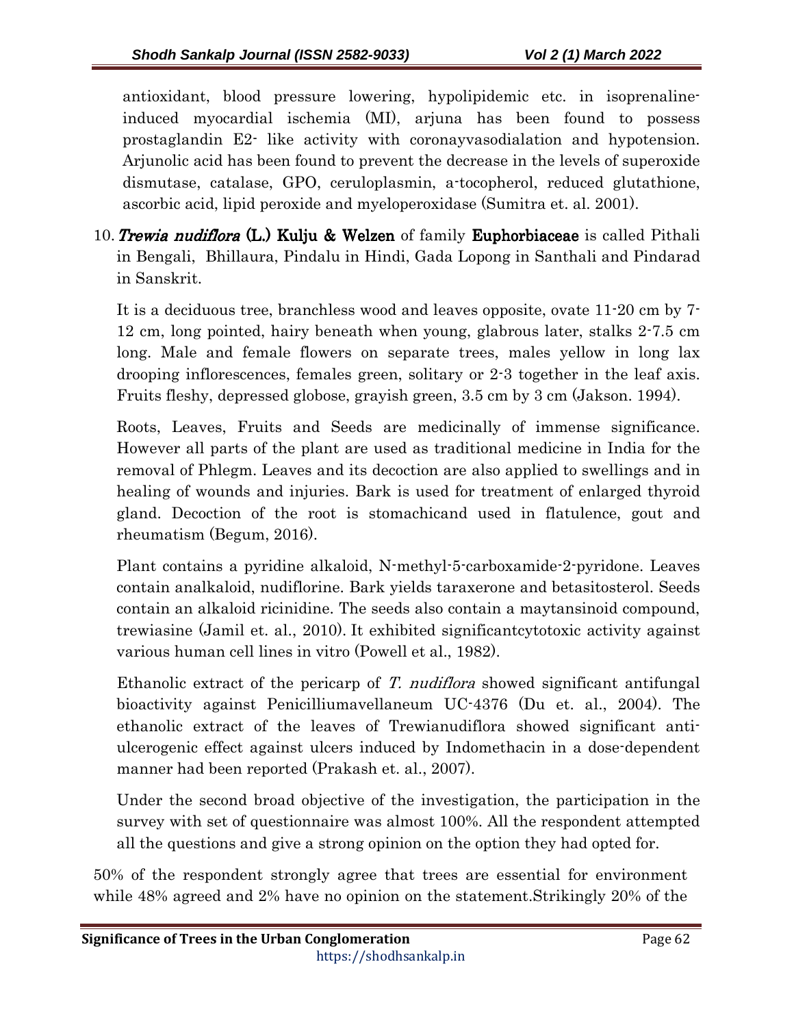antioxidant, blood pressure lowering, hypolipidemic etc. in isoprenaline-induced myocardial ischemia (MI), arjuna has been found to possess prostaglandin E2- like activity with coronayvasodialation and hypotension. Arjunolic acid has been found to prevent the decrease in the levels of superoxide dismutase, catalase, GPO, ceruloplasmin, a-tocopherol, reduced glutathione, ascorbic acid, lipid peroxide and myeloperoxidase (Sumitra et. al. 2001).

10. ***Trewia nudiflora* (L.) Kulju & Welzen** of family **Euphorbiaceae** is called Pithali in Bengali, Bhillaura, Pindalu in Hindi, Gada Lopong in Santhali and Pindarad in Sanskrit.

    It is a deciduous tree, branchless wood and leaves opposite, ovate 11-20 cm by 7-12 cm, long pointed, hairy beneath when young, glabrous later, stalks 2-7.5 cm long. Male and female flowers on separate trees, males yellow in long lax drooping inflorescences, females green, solitary or 2-3 together in the leaf axis. Fruits fleshy, depressed globose, grayish green, 3.5 cm by 3 cm (Jakson. 1994).

    Roots, Leaves, Fruits and Seeds are medicinally of immense significance. However all parts of the plant are used as traditional medicine in India for the removal of Phlegm. Leaves and its decoction are also applied to swellings and in healing of wounds and injuries. Bark is used for treatment of enlarged thyroid gland. Decoction of the root is stomachicand used in flatulence, gout and rheumatism (Begum, 2016).

    Plant contains a pyridine alkaloid, N-methyl-5-carboxamide-2-pyridone. Leaves contain analkaloid, nudiflorine. Bark yields taraxerone and betasitosterol. Seeds contain an alkaloid ricinidine. The seeds also contain a maytansinoid compound, trewiasine (Jamil et. al., 2010). It exhibited significantcytotoxic activity against various human cell lines in vitro (Powell et al., 1982).

    Ethanolic extract of the pericarp of *T. nudiflora* showed significant antifungal bioactivity against Penicilliumavellaneum UC-4376 (Du et. al., 2004). The ethanolic extract of the leaves of Trewianudiflora showed significant anti-ulcerogenic effect against ulcers induced by Indomethacin in a dose-dependent manner had been reported (Prakash et. al., 2007).

    Under the second broad objective of the investigation, the participation in the survey with set of questionnaire was almost 100%. All the respondent attempted all the questions and give a strong opinion on the option they had opted for.

50% of the respondent strongly agree that trees are essential for environment while 48% agreed and 2% have no opinion on the statement.Strikingly 20% of the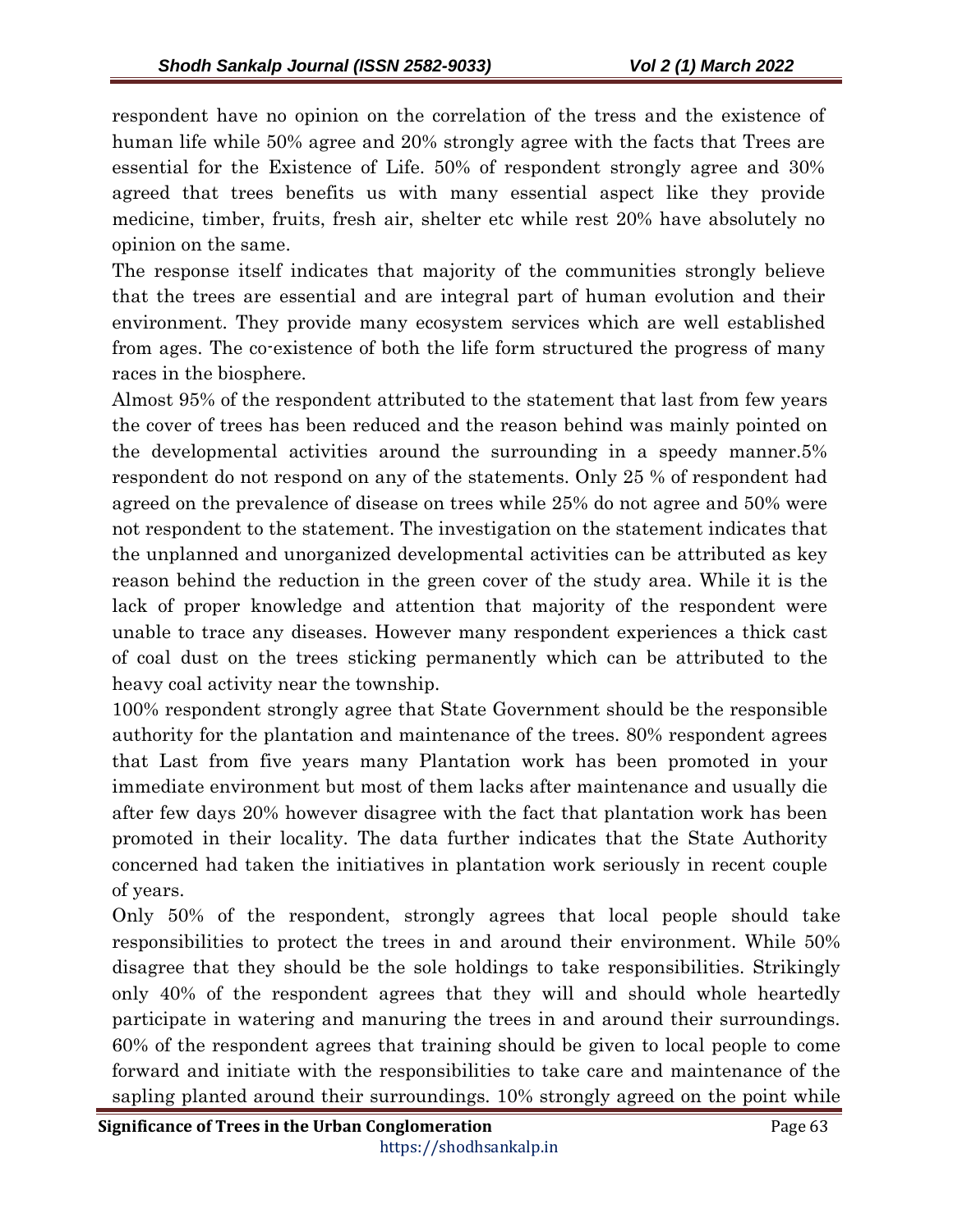respondent have no opinion on the correlation of the tress and the existence of human life while 50% agree and 20% strongly agree with the facts that Trees are essential for the Existence of Life. 50% of respondent strongly agree and 30% agreed that trees benefits us with many essential aspect like they provide medicine, timber, fruits, fresh air, shelter etc while rest 20% have absolutely no opinion on the same.

The response itself indicates that majority of the communities strongly believe that the trees are essential and are integral part of human evolution and their environment. They provide many ecosystem services which are well established from ages. The co-existence of both the life form structured the progress of many races in the biosphere.

Almost 95% of the respondent attributed to the statement that last from few years the cover of trees has been reduced and the reason behind was mainly pointed on the developmental activities around the surrounding in a speedy manner.5% respondent do not respond on any of the statements. Only 25 % of respondent had agreed on the prevalence of disease on trees while 25% do not agree and 50% were not respondent to the statement. The investigation on the statement indicates that the unplanned and unorganized developmental activities can be attributed as key reason behind the reduction in the green cover of the study area. While it is the lack of proper knowledge and attention that majority of the respondent were unable to trace any diseases. However many respondent experiences a thick cast of coal dust on the trees sticking permanently which can be attributed to the heavy coal activity near the township.

100% respondent strongly agree that State Government should be the responsible authority for the plantation and maintenance of the trees. 80% respondent agrees that Last from five years many Plantation work has been promoted in your immediate environment but most of them lacks after maintenance and usually die after few days 20% however disagree with the fact that plantation work has been promoted in their locality. The data further indicates that the State Authority concerned had taken the initiatives in plantation work seriously in recent couple of years.

Only 50% of the respondent, strongly agrees that local people should take responsibilities to protect the trees in and around their environment. While 50% disagree that they should be the sole holdings to take responsibilities. Strikingly only 40% of the respondent agrees that they will and should whole heartedly participate in watering and manuring the trees in and around their surroundings. 60% of the respondent agrees that training should be given to local people to come forward and initiate with the responsibilities to take care and maintenance of the sapling planted around their surroundings. 10% strongly agreed on the point while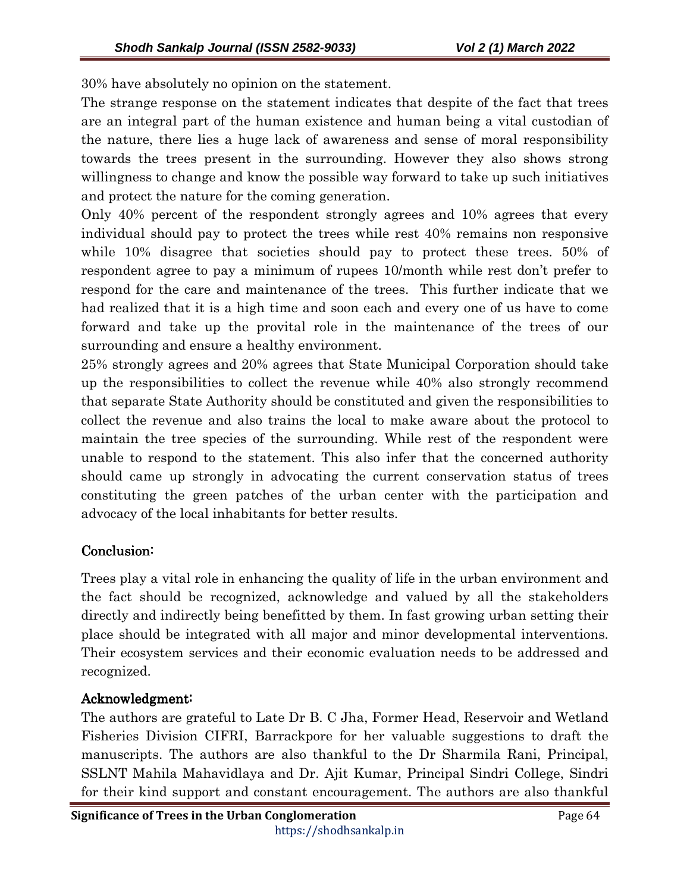30% have absolutely no opinion on the statement.

The strange response on the statement indicates that despite of the fact that trees are an integral part of the human existence and human being a vital custodian of the nature, there lies a huge lack of awareness and sense of moral responsibility towards the trees present in the surrounding. However they also shows strong willingness to change and know the possible way forward to take up such initiatives and protect the nature for the coming generation.

Only 40% percent of the respondent strongly agrees and 10% agrees that every individual should pay to protect the trees while rest 40% remains non responsive while 10% disagree that societies should pay to protect these trees. 50% of respondent agree to pay a minimum of rupees 10/month while rest don't prefer to respond for the care and maintenance of the trees. This further indicate that we had realized that it is a high time and soon each and every one of us have to come forward and take up the provital role in the maintenance of the trees of our surrounding and ensure a healthy environment.

25% strongly agrees and 20% agrees that State Municipal Corporation should take up the responsibilities to collect the revenue while 40% also strongly recommend that separate State Authority should be constituted and given the responsibilities to collect the revenue and also trains the local to make aware about the protocol to maintain the tree species of the surrounding. While rest of the respondent were unable to respond to the statement. This also infer that the concerned authority should came up strongly in advocating the current conservation status of trees constituting the green patches of the urban center with the participation and advocacy of the local inhabitants for better results.

## Conclusion:

Trees play a vital role in enhancing the quality of life in the urban environment and the fact should be recognized, acknowledge and valued by all the stakeholders directly and indirectly being benefitted by them. In fast growing urban setting their place should be integrated with all major and minor developmental interventions. Their ecosystem services and their economic evaluation needs to be addressed and recognized.

## Acknowledgment:

The authors are grateful to Late Dr B. C Jha, Former Head, Reservoir and Wetland Fisheries Division CIFRI, Barrackpore for her valuable suggestions to draft the manuscripts. The authors are also thankful to the Dr Sharmila Rani, Principal, SSLNT Mahila Mahavidlaya and Dr. Ajit Kumar, Principal Sindri College, Sindri for their kind support and constant encouragement. The authors are also thankful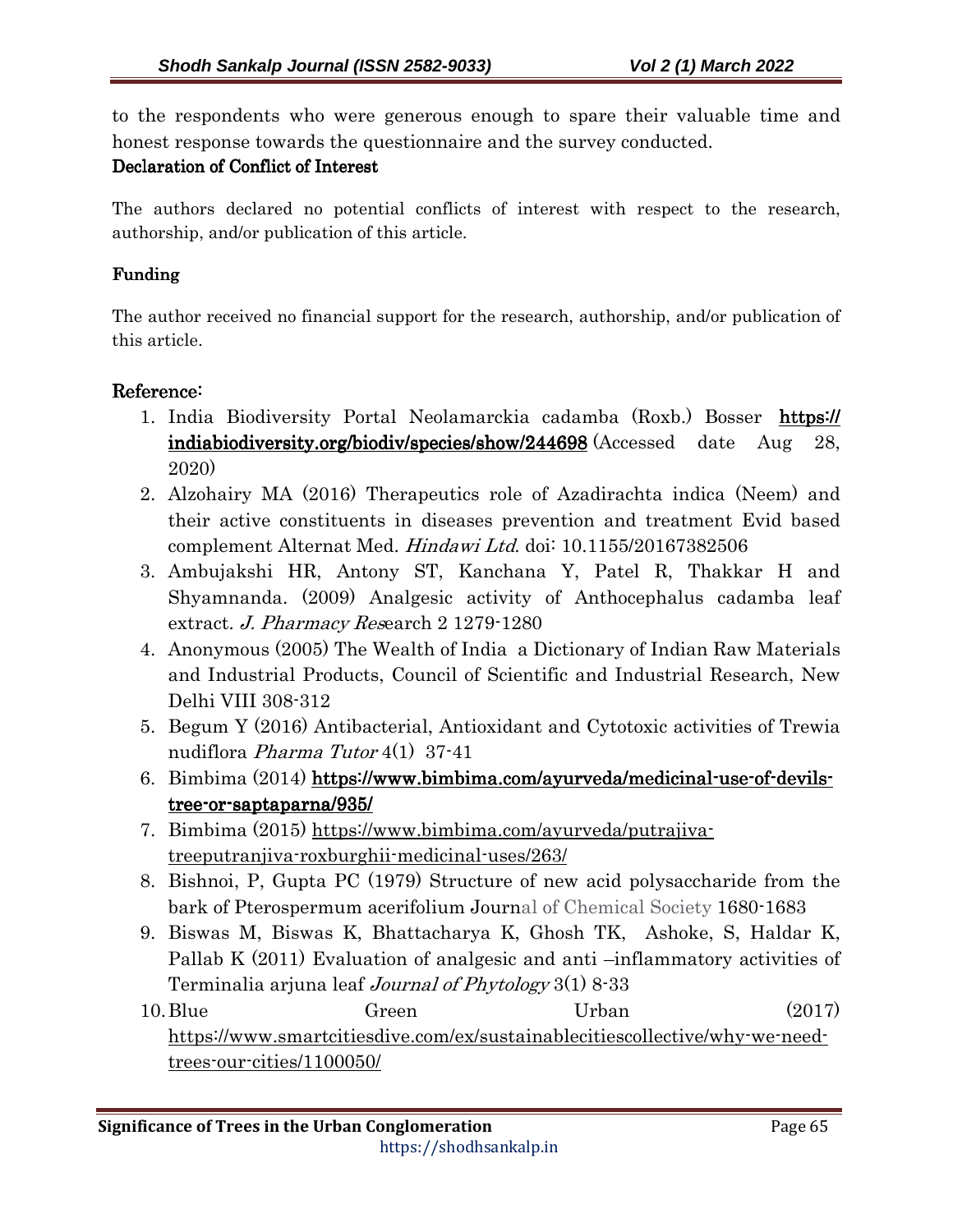to the respondents who were generous enough to spare their valuable time and honest response towards the questionnaire and the survey conducted.

**Declaration of Conflict of Interest**

The authors declared no potential conflicts of interest with respect to the research, authorship, and/or publication of this article.

**Funding**

The author received no financial support for the research, authorship, and/or publication of this article.

## Reference:

1. India Biodiversity Portal Neolamarckia cadamba (Roxb.) Bosser https://indiabiodiversity.org/biodiv/species/show/244698 (Accessed date Aug 28, 2020)
2. Alzohairy MA (2016) Therapeutics role of Azadirachta indica (Neem) and their active constituents in diseases prevention and treatment Evid based complement Alternat Med. *Hindawi Ltd*. doi: 10.1155/20167382506
3. Ambujakshi HR, Antony ST, Kanchana Y, Patel R, Thakkar H and Shyamnanda. (2009) Analgesic activity of Anthocephalus cadamba leaf extract. *J. Pharmacy Res*earch 2 1279-1280
4. Anonymous (2005) The Wealth of India a Dictionary of Indian Raw Materials and Industrial Products, Council of Scientific and Industrial Research, New Delhi VIII 308-312
5. Begum Y (2016) Antibacterial, Antioxidant and Cytotoxic activities of Trewia nudiflora *Pharma Tutor* 4(1) 37-41
6. Bimbima (2014) https://www.bimbima.com/ayurveda/medicinal-use-of-devils-tree-or-saptaparna/935/
7. Bimbima (2015) https://www.bimbima.com/ayurveda/putrajiva-treeputranjiva-roxburghii-medicinal-uses/263/
8. Bishnoi, P, Gupta PC (1979) Structure of new acid polysaccharide from the bark of Pterospermum acerifolium Journal of Chemical Society 1680-1683
9. Biswas M, Biswas K, Bhattacharya K, Ghosh TK, Ashoke, S, Haldar K, Pallab K (2011) Evaluation of analgesic and anti –inflammatory activities of Terminalia arjuna leaf *Journal of Phytology* 3(1) 8-33
10. Blue Green Urban (2017) https://www.smartcitiesdive.com/ex/sustainablecitiescollective/why-we-need-trees-our-cities/1100050/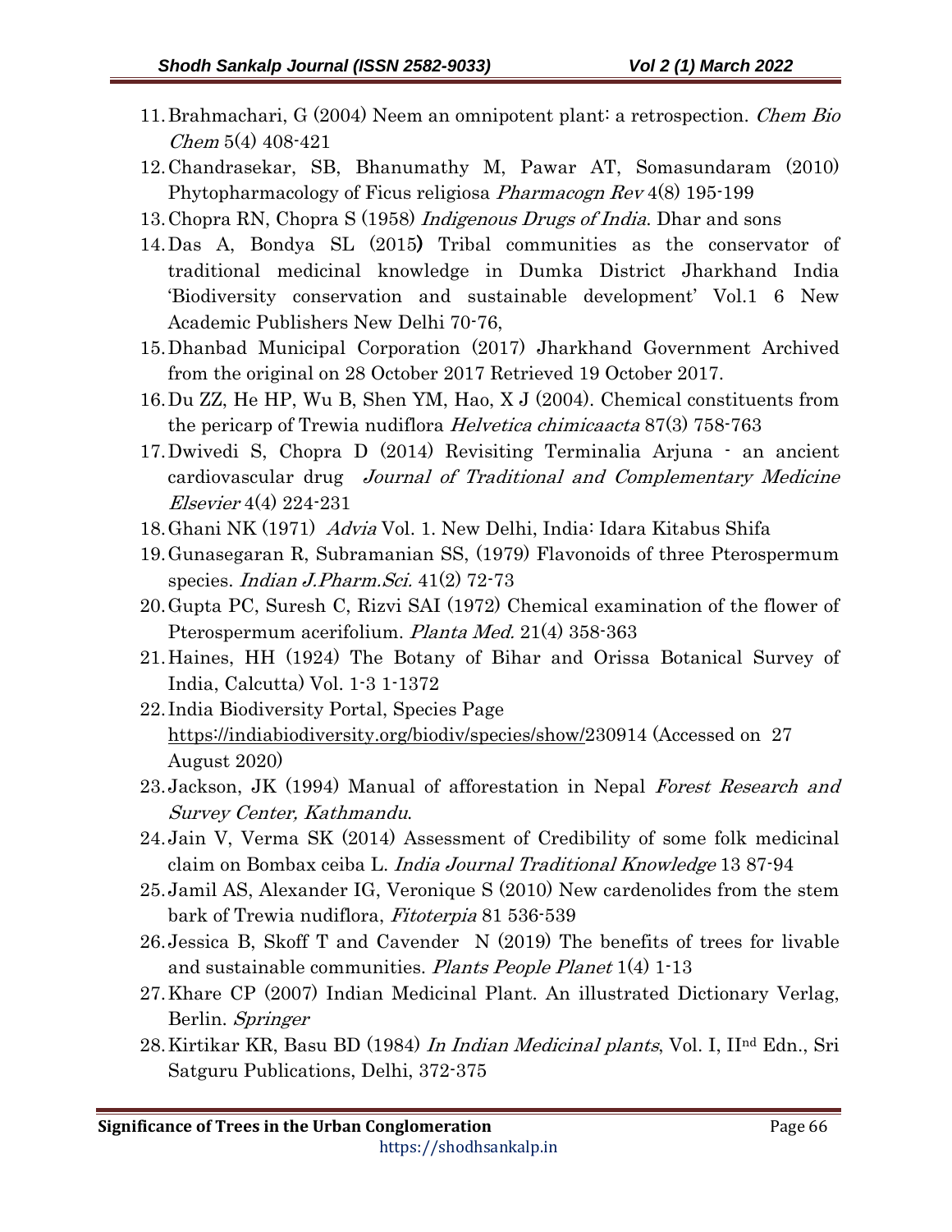11. Brahmachari, G (2004) Neem an omnipotent plant: a retrospection. *Chem Bio Chem* 5(4) 408-421
12. Chandrasekar, SB, Bhanumathy M, Pawar AT, Somasundaram (2010) Phytopharmacology of Ficus religiosa *Pharmacogn Rev* 4(8) 195-199
13. Chopra RN, Chopra S (1958) *Indigenous Drugs of India*. Dhar and sons
14. Das A, Bondya SL (2015**)** Tribal communities as the conservator of traditional medicinal knowledge in Dumka District Jharkhand India 'Biodiversity conservation and sustainable development' Vol.1 6 New Academic Publishers New Delhi 70-76,
15. Dhanbad Municipal Corporation (2017) Jharkhand Government Archived from the original on 28 October 2017 Retrieved 19 October 2017.
16. Du ZZ, He HP, Wu B, Shen YM, Hao, X J (2004). Chemical constituents from the pericarp of Trewia nudiflora *Helvetica chimicaacta* 87(3) 758-763
17. Dwivedi S, Chopra D (2014) Revisiting Terminalia Arjuna - an ancient cardiovascular drug *Journal of Traditional and Complementary Medicine Elsevier* 4(4) 224-231
18. Ghani NK (1971) *Advia* Vol. 1. New Delhi, India: Idara Kitabus Shifa
19. Gunasegaran R, Subramanian SS, (1979) Flavonoids of three Pterospermum species. *Indian J.Pharm.Sci.* 41(2) 72-73
20. Gupta PC, Suresh C, Rizvi SAI (1972) Chemical examination of the flower of Pterospermum acerifolium. *Planta Med.* 21(4) 358-363
21. Haines, HH (1924) The Botany of Bihar and Orissa Botanical Survey of India, Calcutta) Vol. 1-3 1-1372
22. India Biodiversity Portal, Species Page https://indiabiodiversity.org/biodiv/species/show/230914 (Accessed on 27 August 2020)
23. Jackson, JK (1994) Manual of afforestation in Nepal *Forest Research and Survey Center, Kathmandu*.
24. Jain V, Verma SK (2014) Assessment of Credibility of some folk medicinal claim on Bombax ceiba L. *India Journal Traditional Knowledge* 13 87-94
25. Jamil AS, Alexander IG, Veronique S (2010) New cardenolides from the stem bark of Trewia nudiflora, *Fitoterpia* 81 536-539
26. Jessica B, Skoff T and Cavender N (2019) The benefits of trees for livable and sustainable communities. *Plants People Planet* 1(4) 1-13
27. Khare CP (2007) Indian Medicinal Plant. An illustrated Dictionary Verlag, Berlin. *Springer*
28. Kirtikar KR, Basu BD (1984) *In Indian Medicinal plants*, Vol. I, II[nd] Edn., Sri Satguru Publications, Delhi, 372-375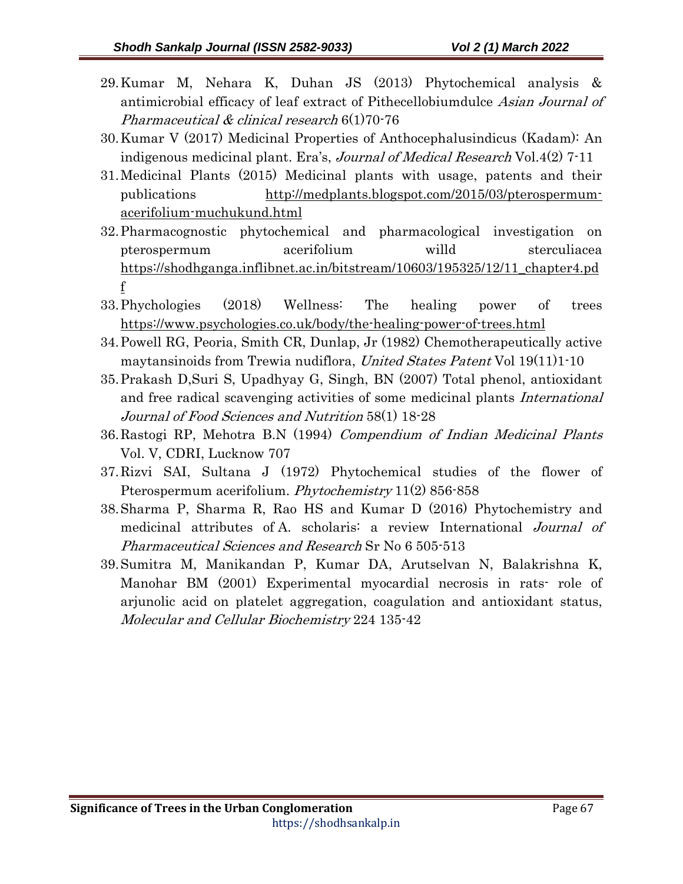29. Kumar M, Nehara K, Duhan JS (2013) Phytochemical analysis & antimicrobial efficacy of leaf extract of Pithecellobiumdulce *Asian Journal of Pharmaceutical & clinical research* 6(1)70-76
30. Kumar V (2017) Medicinal Properties of Anthocephalusindicus (Kadam): An indigenous medicinal plant. Era's, *Journal of Medical Research* Vol.4(2) 7-11
31. Medicinal Plants (2015) Medicinal plants with usage, patents and their publications http://medplants.blogspot.com/2015/03/pterospermum-acerifolium-muchukund.html
32. Pharmacognostic phytochemical and pharmacological investigation on pterospermum acerifolium willd sterculiacea https://shodhganga.inflibnet.ac.in/bitstream/10603/195325/12/11_chapter4.pdf
33. Phychologies (2018) Wellness: The healing power of trees https://www.psychologies.co.uk/body/the-healing-power-of-trees.html
34. Powell RG, Peoria, Smith CR, Dunlap, Jr (1982) Chemotherapeutically active maytansinoids from Trewia nudiflora, *United States Patent* Vol 19(11)1-10
35. Prakash D,Suri S, Upadhyay G, Singh, BN (2007) Total phenol, antioxidant and free radical scavenging activities of some medicinal plants *International Journal of Food Sciences and Nutrition* 58(1) 18-28
36. Rastogi RP, Mehotra B.N (1994) *Compendium of Indian Medicinal Plants* Vol. V, CDRI, Lucknow 707
37. Rizvi SAI, Sultana J (1972) Phytochemical studies of the flower of Pterospermum acerifolium. *Phytochemistry* 11(2) 856-858
38. Sharma P, Sharma R, Rao HS and Kumar D (2016) Phytochemistry and medicinal attributes of A. scholaris: a review International *Journal of Pharmaceutical Sciences and Research* Sr No 6 505-513
39. Sumitra M, Manikandan P, Kumar DA, Arutselvan N, Balakrishna K, Manohar BM (2001) Experimental myocardial necrosis in rats- role of arjunolic acid on platelet aggregation, coagulation and antioxidant status, *Molecular and Cellular Biochemistry* 224 135-42